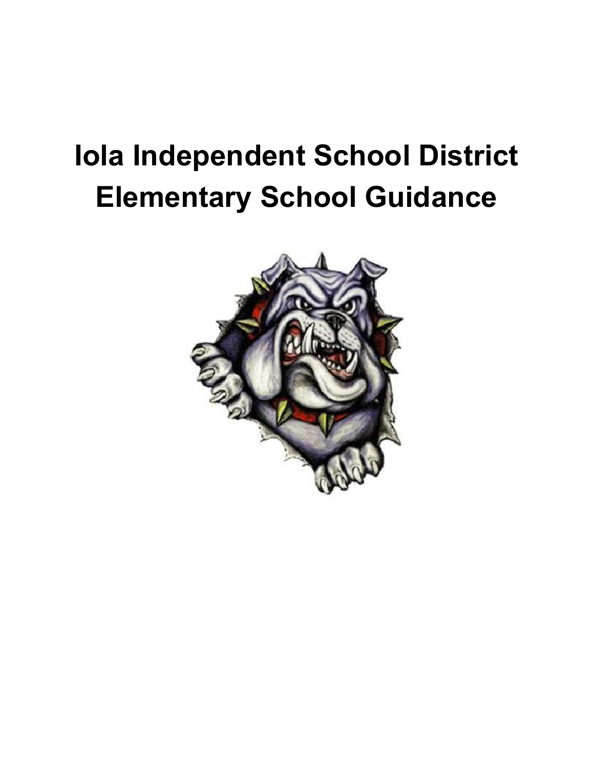# Iola Independent School District
# Elementary School Guidance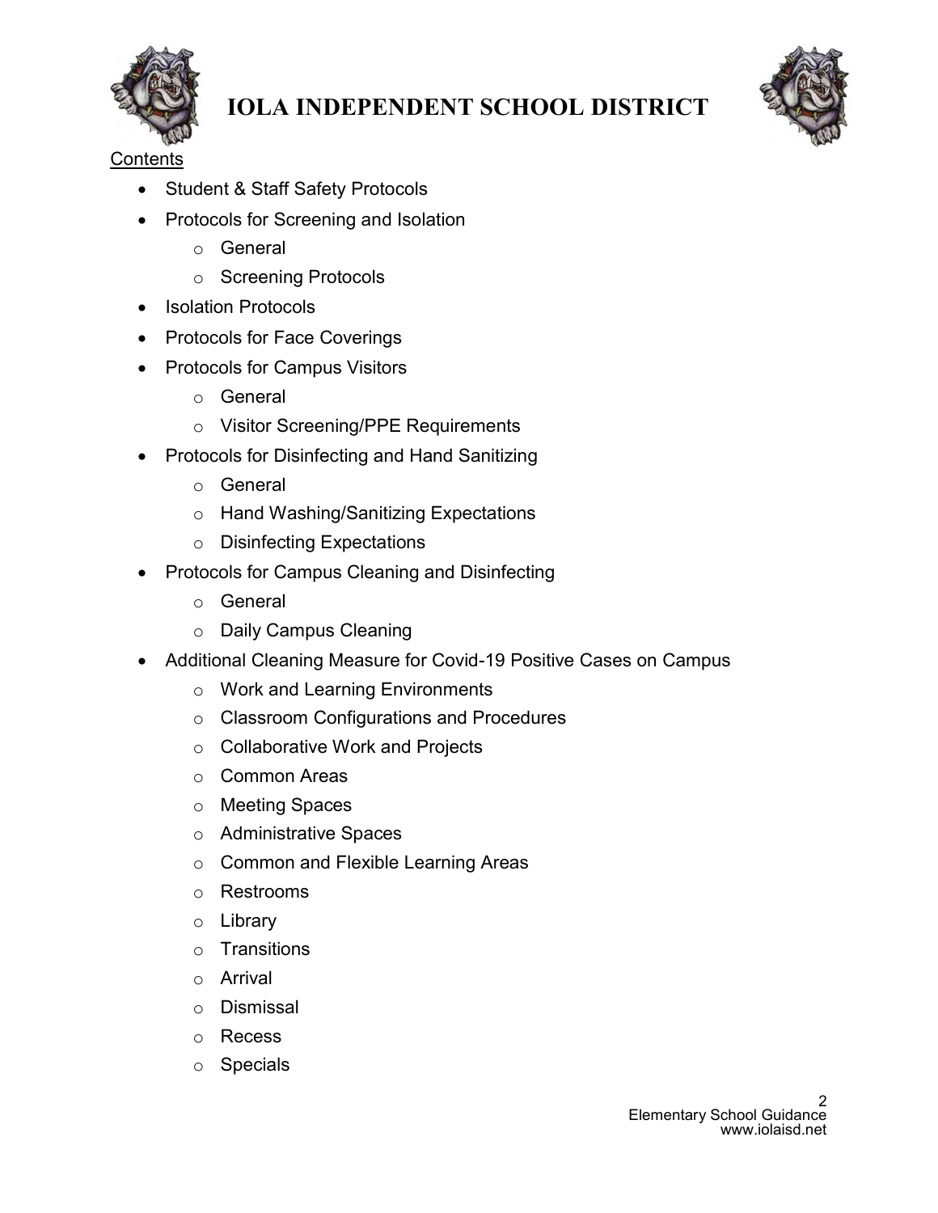# IOLA INDEPENDENT SCHOOL DISTRICT

Contents

- Student & Staff Safety Protocols
- Protocols for Screening and Isolation
  - General
  - Screening Protocols
- Isolation Protocols
- Protocols for Face Coverings
- Protocols for Campus Visitors
  - General
  - Visitor Screening/PPE Requirements
- Protocols for Disinfecting and Hand Sanitizing
  - General
  - Hand Washing/Sanitizing Expectations
  - Disinfecting Expectations
- Protocols for Campus Cleaning and Disinfecting
  - General
  - Daily Campus Cleaning
- Additional Cleaning Measure for Covid-19 Positive Cases on Campus
  - Work and Learning Environments
  - Classroom Configurations and Procedures
  - Collaborative Work and Projects
  - Common Areas
  - Meeting Spaces
  - Administrative Spaces
  - Common and Flexible Learning Areas
  - Restrooms
  - Library
  - Transitions
  - Arrival
  - Dismissal
  - Recess
  - Specials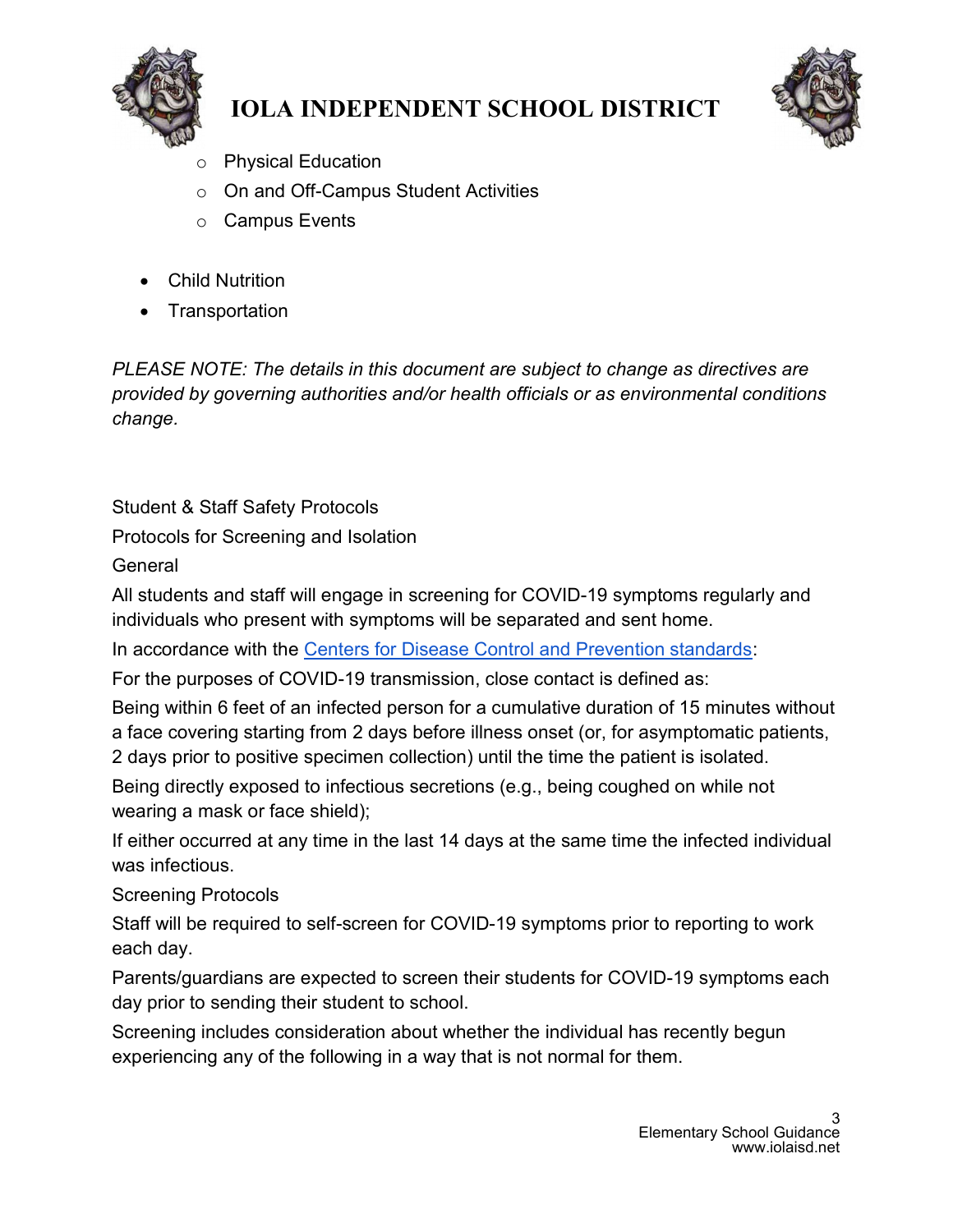- Physical Education
- On and Off-Campus Student Activities
- Campus Events

- Child Nutrition
- Transportation

*PLEASE NOTE: The details in this document are subject to change as directives are provided by governing authorities and/or health officials or as environmental conditions change.*

Student & Staff Safety Protocols

Protocols for Screening and Isolation

General

All students and staff will engage in screening for COVID-19 symptoms regularly and individuals who present with symptoms will be separated and sent home.

In accordance with the Centers for Disease Control and Prevention standards:

For the purposes of COVID-19 transmission, close contact is defined as:

Being within 6 feet of an infected person for a cumulative duration of 15 minutes without a face covering starting from 2 days before illness onset (or, for asymptomatic patients, 2 days prior to positive specimen collection) until the time the patient is isolated.

Being directly exposed to infectious secretions (e.g., being coughed on while not wearing a mask or face shield);

If either occurred at any time in the last 14 days at the same time the infected individual was infectious.

Screening Protocols

Staff will be required to self-screen for COVID-19 symptoms prior to reporting to work each day.

Parents/guardians are expected to screen their students for COVID-19 symptoms each day prior to sending their student to school.

Screening includes consideration about whether the individual has recently begun experiencing any of the following in a way that is not normal for them.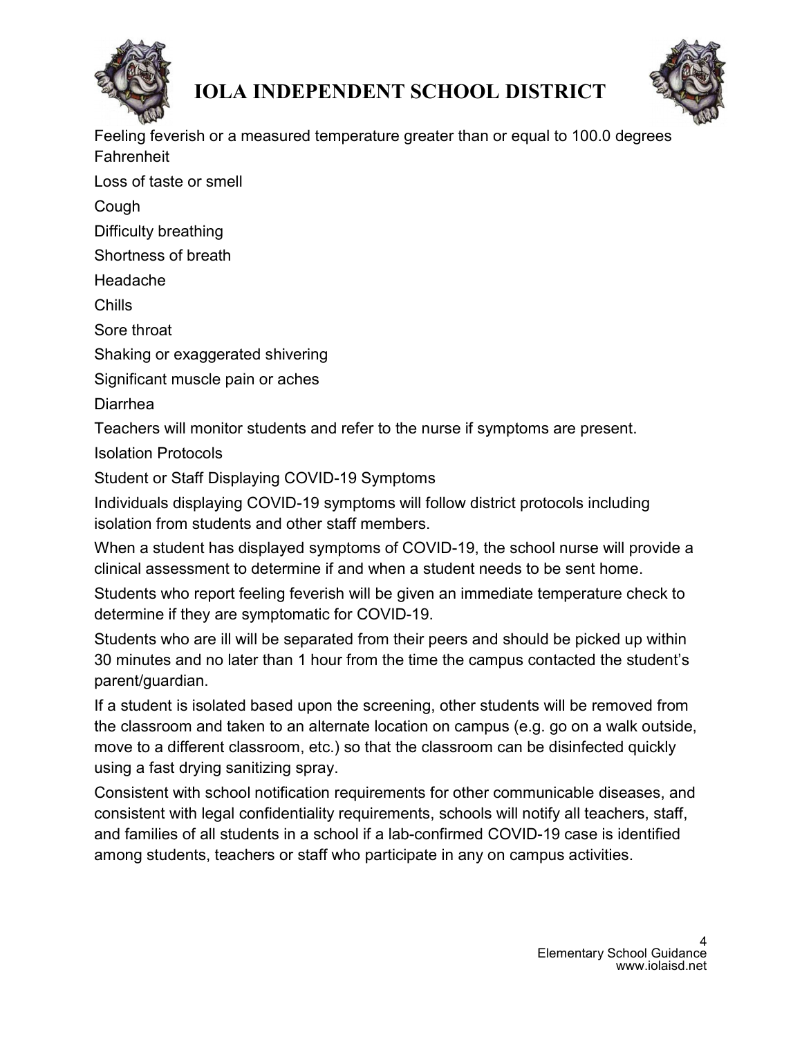Feeling feverish or a measured temperature greater than or equal to 100.0 degrees Fahrenheit

Loss of taste or smell

Cough

Difficulty breathing

Shortness of breath

Headache

Chills

Sore throat

Shaking or exaggerated shivering

Significant muscle pain or aches

Diarrhea

Teachers will monitor students and refer to the nurse if symptoms are present.

Isolation Protocols

Student or Staff Displaying COVID-19 Symptoms

Individuals displaying COVID-19 symptoms will follow district protocols including isolation from students and other staff members.

When a student has displayed symptoms of COVID-19, the school nurse will provide a clinical assessment to determine if and when a student needs to be sent home.

Students who report feeling feverish will be given an immediate temperature check to determine if they are symptomatic for COVID-19.

Students who are ill will be separated from their peers and should be picked up within 30 minutes and no later than 1 hour from the time the campus contacted the student's parent/guardian.

If a student is isolated based upon the screening, other students will be removed from the classroom and taken to an alternate location on campus (e.g. go on a walk outside, move to a different classroom, etc.) so that the classroom can be disinfected quickly using a fast drying sanitizing spray.

Consistent with school notification requirements for other communicable diseases, and consistent with legal confidentiality requirements, schools will notify all teachers, staff, and families of all students in a school if a lab-confirmed COVID-19 case is identified among students, teachers or staff who participate in any on campus activities.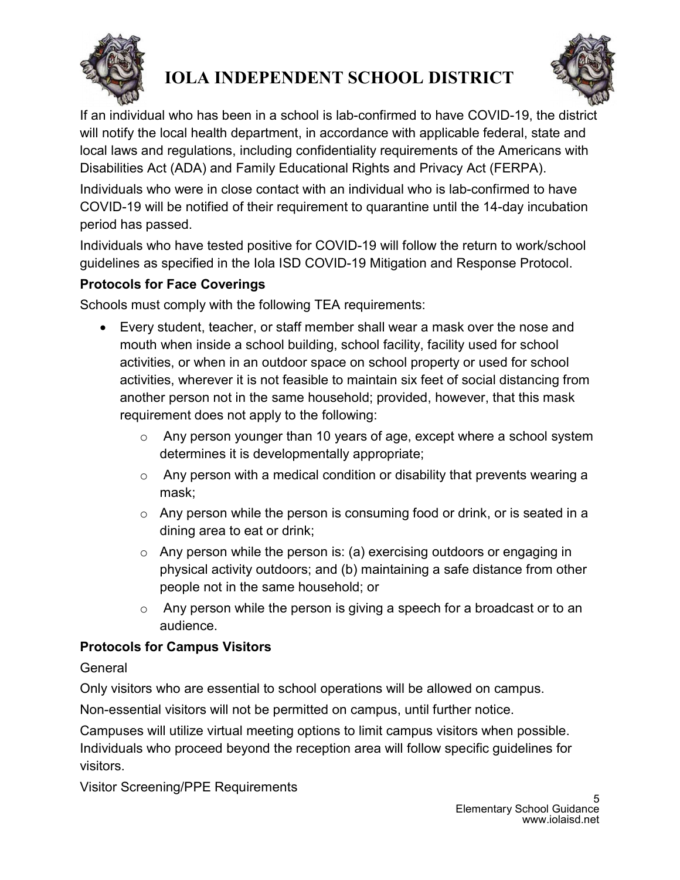If an individual who has been in a school is lab-confirmed to have COVID-19, the district will notify the local health department, in accordance with applicable federal, state and local laws and regulations, including confidentiality requirements of the Americans with Disabilities Act (ADA) and Family Educational Rights and Privacy Act (FERPA).

Individuals who were in close contact with an individual who is lab-confirmed to have COVID-19 will be notified of their requirement to quarantine until the 14-day incubation period has passed.

Individuals who have tested positive for COVID-19 will follow the return to work/school guidelines as specified in the Iola ISD COVID-19 Mitigation and Response Protocol.

**Protocols for Face Coverings**

Schools must comply with the following TEA requirements:

- Every student, teacher, or staff member shall wear a mask over the nose and mouth when inside a school building, school facility, facility used for school activities, or when in an outdoor space on school property or used for school activities, wherever it is not feasible to maintain six feet of social distancing from another person not in the same household; provided, however, that this mask requirement does not apply to the following:
  - Any person younger than 10 years of age, except where a school system determines it is developmentally appropriate;
  - Any person with a medical condition or disability that prevents wearing a mask;
  - Any person while the person is consuming food or drink, or is seated in a dining area to eat or drink;
  - Any person while the person is: (a) exercising outdoors or engaging in physical activity outdoors; and (b) maintaining a safe distance from other people not in the same household; or
  - Any person while the person is giving a speech for a broadcast or to an audience.

**Protocols for Campus Visitors**

General

Only visitors who are essential to school operations will be allowed on campus.

Non-essential visitors will not be permitted on campus, until further notice.

Campuses will utilize virtual meeting options to limit campus visitors when possible. Individuals who proceed beyond the reception area will follow specific guidelines for visitors.

Visitor Screening/PPE Requirements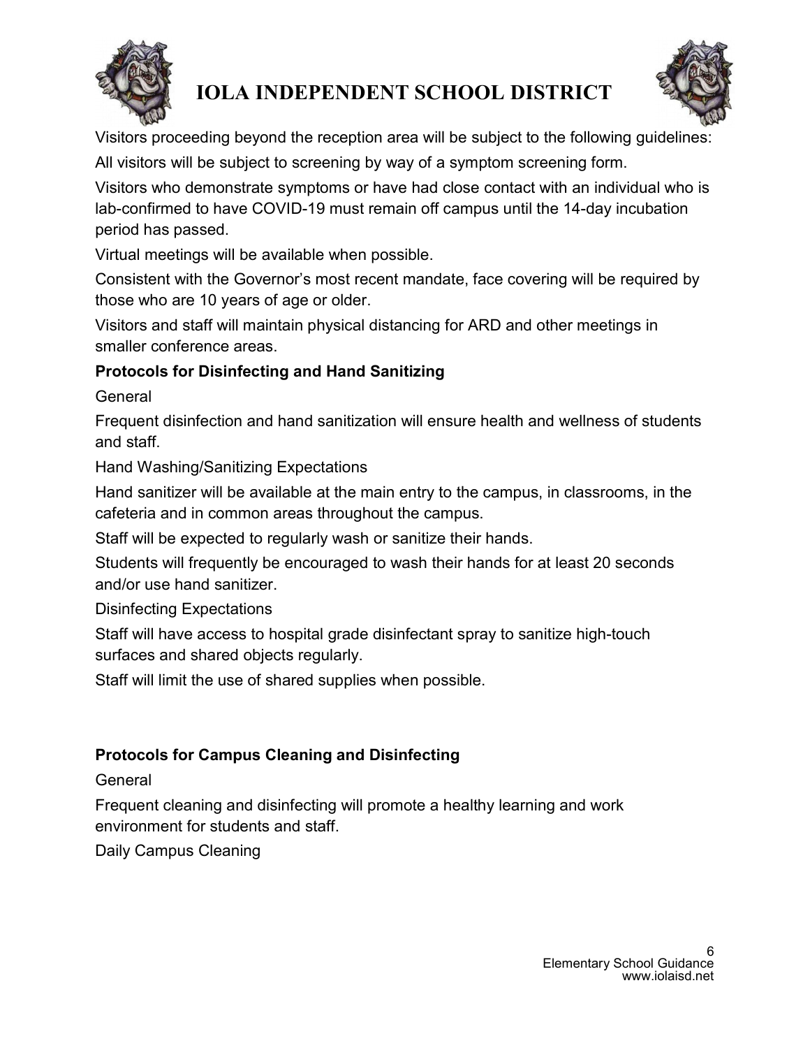Visitors proceeding beyond the reception area will be subject to the following guidelines:

All visitors will be subject to screening by way of a symptom screening form.

Visitors who demonstrate symptoms or have had close contact with an individual who is lab-confirmed to have COVID-19 must remain off campus until the 14-day incubation period has passed.

Virtual meetings will be available when possible.

Consistent with the Governor's most recent mandate, face covering will be required by those who are 10 years of age or older.

Visitors and staff will maintain physical distancing for ARD and other meetings in smaller conference areas.

**Protocols for Disinfecting and Hand Sanitizing**

General

Frequent disinfection and hand sanitization will ensure health and wellness of students and staff.

Hand Washing/Sanitizing Expectations

Hand sanitizer will be available at the main entry to the campus, in classrooms, in the cafeteria and in common areas throughout the campus.

Staff will be expected to regularly wash or sanitize their hands.

Students will frequently be encouraged to wash their hands for at least 20 seconds and/or use hand sanitizer.

Disinfecting Expectations

Staff will have access to hospital grade disinfectant spray to sanitize high-touch surfaces and shared objects regularly.

Staff will limit the use of shared supplies when possible.

**Protocols for Campus Cleaning and Disinfecting**

General

Frequent cleaning and disinfecting will promote a healthy learning and work environment for students and staff.

Daily Campus Cleaning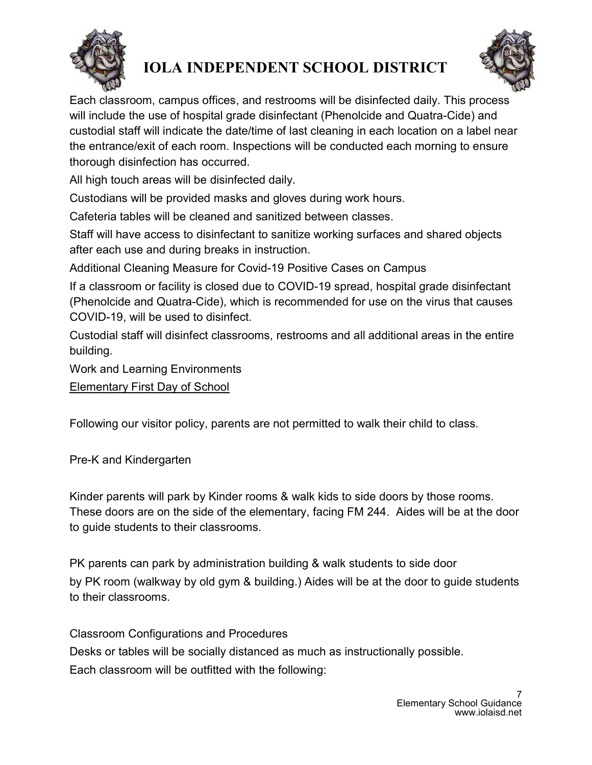Each classroom, campus offices, and restrooms will be disinfected daily. This process will include the use of hospital grade disinfectant (Phenolcide and Quatra-Cide) and custodial staff will indicate the date/time of last cleaning in each location on a label near the entrance/exit of each room. Inspections will be conducted each morning to ensure thorough disinfection has occurred.

All high touch areas will be disinfected daily.

Custodians will be provided masks and gloves during work hours.

Cafeteria tables will be cleaned and sanitized between classes.

Staff will have access to disinfectant to sanitize working surfaces and shared objects after each use and during breaks in instruction.

Additional Cleaning Measure for Covid-19 Positive Cases on Campus

If a classroom or facility is closed due to COVID-19 spread, hospital grade disinfectant (Phenolcide and Quatra-Cide), which is recommended for use on the virus that causes COVID-19, will be used to disinfect.

Custodial staff will disinfect classrooms, restrooms and all additional areas in the entire building.

Work and Learning Environments

Elementary First Day of School

Following our visitor policy, parents are not permitted to walk their child to class.

Pre-K and Kindergarten

Kinder parents will park by Kinder rooms & walk kids to side doors by those rooms. These doors are on the side of the elementary, facing FM 244. Aides will be at the door to guide students to their classrooms.

PK parents can park by administration building & walk students to side door by PK room (walkway by old gym & building.) Aides will be at the door to guide students to their classrooms.

Classroom Configurations and Procedures

Desks or tables will be socially distanced as much as instructionally possible.

Each classroom will be outfitted with the following: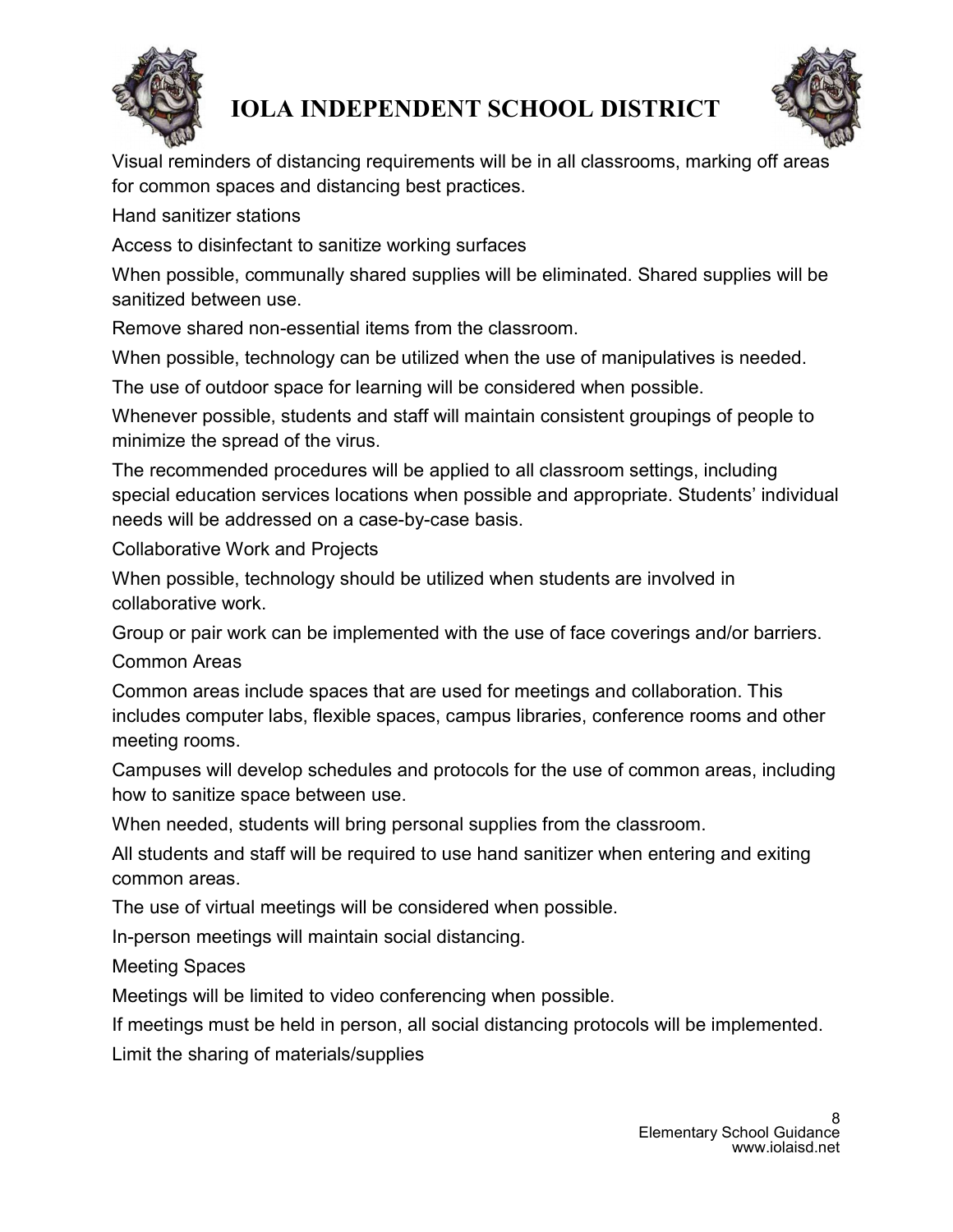Visual reminders of distancing requirements will be in all classrooms, marking off areas for common spaces and distancing best practices.

Hand sanitizer stations

Access to disinfectant to sanitize working surfaces

When possible, communally shared supplies will be eliminated. Shared supplies will be sanitized between use.

Remove shared non-essential items from the classroom.

When possible, technology can be utilized when the use of manipulatives is needed.

The use of outdoor space for learning will be considered when possible.

Whenever possible, students and staff will maintain consistent groupings of people to minimize the spread of the virus.

The recommended procedures will be applied to all classroom settings, including special education services locations when possible and appropriate. Students' individual needs will be addressed on a case-by-case basis.

Collaborative Work and Projects

When possible, technology should be utilized when students are involved in collaborative work.

Group or pair work can be implemented with the use of face coverings and/or barriers.

Common Areas

Common areas include spaces that are used for meetings and collaboration. This includes computer labs, flexible spaces, campus libraries, conference rooms and other meeting rooms.

Campuses will develop schedules and protocols for the use of common areas, including how to sanitize space between use.

When needed, students will bring personal supplies from the classroom.

All students and staff will be required to use hand sanitizer when entering and exiting common areas.

The use of virtual meetings will be considered when possible.

In-person meetings will maintain social distancing.

Meeting Spaces

Meetings will be limited to video conferencing when possible.

If meetings must be held in person, all social distancing protocols will be implemented.

Limit the sharing of materials/supplies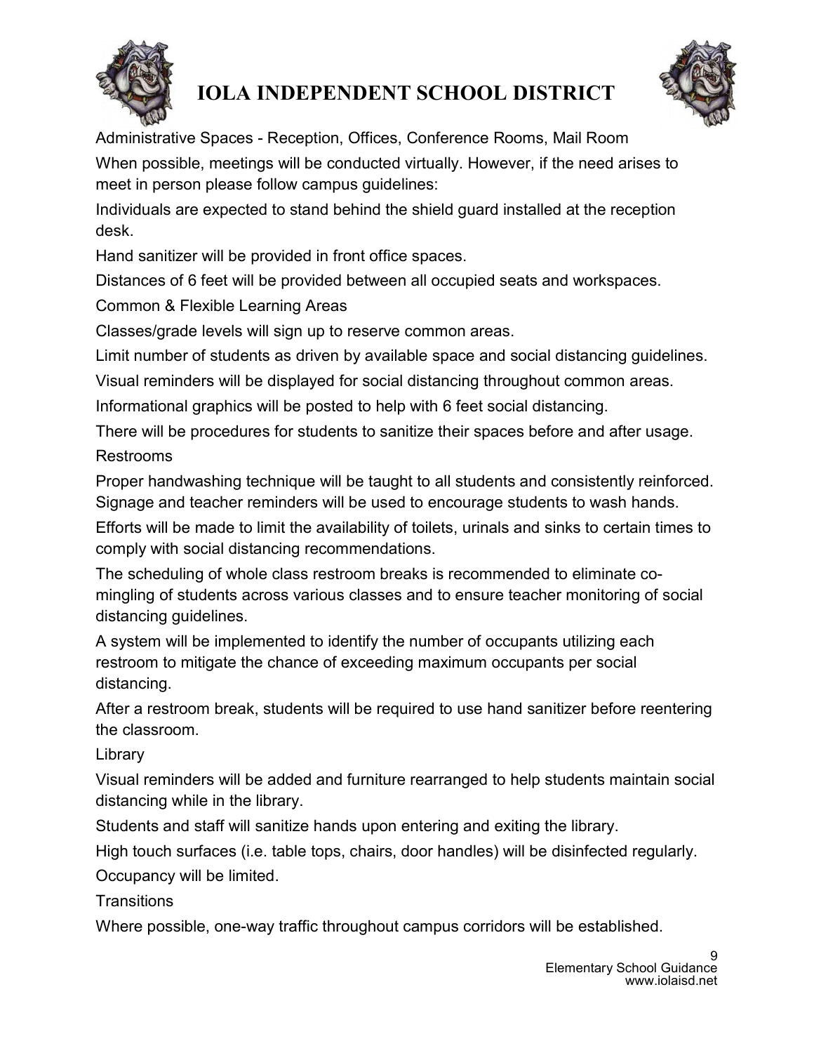Administrative Spaces - Reception, Offices, Conference Rooms, Mail Room

When possible, meetings will be conducted virtually. However, if the need arises to meet in person please follow campus guidelines:

Individuals are expected to stand behind the shield guard installed at the reception desk.

Hand sanitizer will be provided in front office spaces.

Distances of 6 feet will be provided between all occupied seats and workspaces.

Common & Flexible Learning Areas

Classes/grade levels will sign up to reserve common areas.

Limit number of students as driven by available space and social distancing guidelines.

Visual reminders will be displayed for social distancing throughout common areas.

Informational graphics will be posted to help with 6 feet social distancing.

There will be procedures for students to sanitize their spaces before and after usage.

Restrooms

Proper handwashing technique will be taught to all students and consistently reinforced. Signage and teacher reminders will be used to encourage students to wash hands.

Efforts will be made to limit the availability of toilets, urinals and sinks to certain times to comply with social distancing recommendations.

The scheduling of whole class restroom breaks is recommended to eliminate co-mingling of students across various classes and to ensure teacher monitoring of social distancing guidelines.

A system will be implemented to identify the number of occupants utilizing each restroom to mitigate the chance of exceeding maximum occupants per social distancing.

After a restroom break, students will be required to use hand sanitizer before reentering the classroom.

Library

Visual reminders will be added and furniture rearranged to help students maintain social distancing while in the library.

Students and staff will sanitize hands upon entering and exiting the library.

High touch surfaces (i.e. table tops, chairs, door handles) will be disinfected regularly.

Occupancy will be limited.

Transitions

Where possible, one-way traffic throughout campus corridors will be established.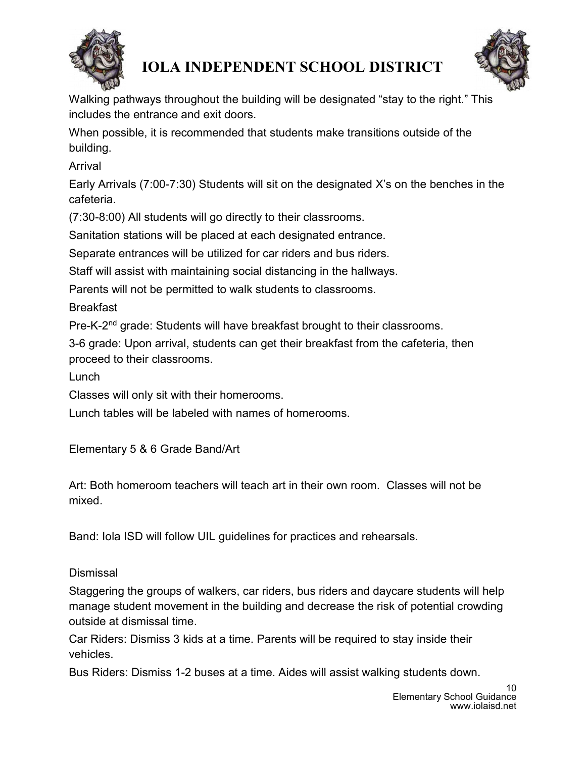Walking pathways throughout the building will be designated "stay to the right." This includes the entrance and exit doors.

When possible, it is recommended that students make transitions outside of the building.

Arrival

Early Arrivals (7:00-7:30) Students will sit on the designated X's on the benches in the cafeteria.

(7:30-8:00) All students will go directly to their classrooms.

Sanitation stations will be placed at each designated entrance.

Separate entrances will be utilized for car riders and bus riders.

Staff will assist with maintaining social distancing in the hallways.

Parents will not be permitted to walk students to classrooms.

Breakfast

Pre-K-2nd grade: Students will have breakfast brought to their classrooms.

3-6 grade: Upon arrival, students can get their breakfast from the cafeteria, then proceed to their classrooms.

Lunch

Classes will only sit with their homerooms.

Lunch tables will be labeled with names of homerooms.

Elementary 5 & 6 Grade Band/Art

Art: Both homeroom teachers will teach art in their own room. Classes will not be mixed.

Band: Iola ISD will follow UIL guidelines for practices and rehearsals.

Dismissal

Staggering the groups of walkers, car riders, bus riders and daycare students will help manage student movement in the building and decrease the risk of potential crowding outside at dismissal time.

Car Riders: Dismiss 3 kids at a time. Parents will be required to stay inside their vehicles.

Bus Riders: Dismiss 1-2 buses at a time. Aides will assist walking students down.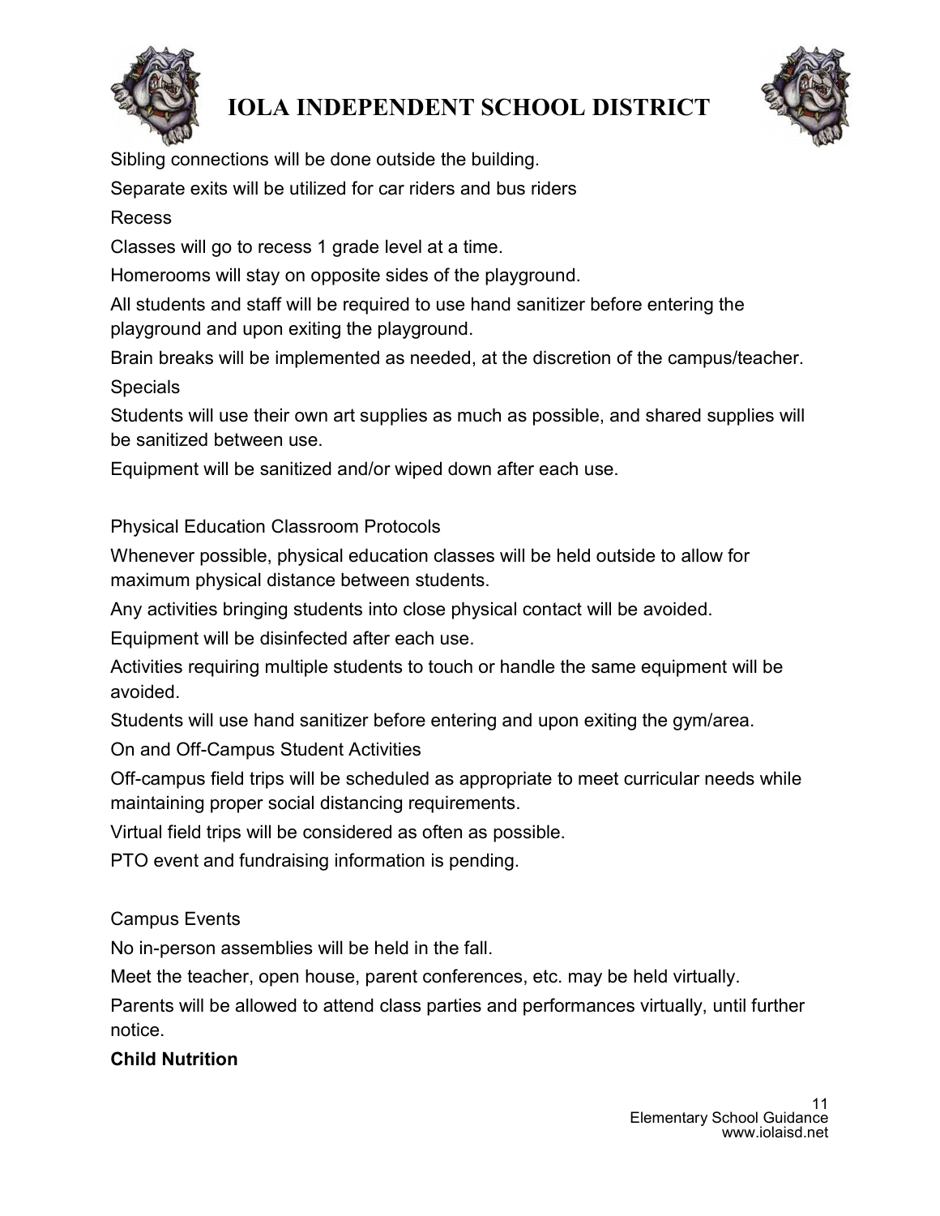Sibling connections will be done outside the building.

Separate exits will be utilized for car riders and bus riders

Recess

Classes will go to recess 1 grade level at a time.

Homerooms will stay on opposite sides of the playground.

All students and staff will be required to use hand sanitizer before entering the playground and upon exiting the playground.

Brain breaks will be implemented as needed, at the discretion of the campus/teacher.

Specials

Students will use their own art supplies as much as possible, and shared supplies will be sanitized between use.

Equipment will be sanitized and/or wiped down after each use.

Physical Education Classroom Protocols

Whenever possible, physical education classes will be held outside to allow for maximum physical distance between students.

Any activities bringing students into close physical contact will be avoided.

Equipment will be disinfected after each use.

Activities requiring multiple students to touch or handle the same equipment will be avoided.

Students will use hand sanitizer before entering and upon exiting the gym/area.

On and Off-Campus Student Activities

Off-campus field trips will be scheduled as appropriate to meet curricular needs while maintaining proper social distancing requirements.

Virtual field trips will be considered as often as possible.

PTO event and fundraising information is pending.

Campus Events

No in-person assemblies will be held in the fall.

Meet the teacher, open house, parent conferences, etc. may be held virtually.

Parents will be allowed to attend class parties and performances virtually, until further notice.

**Child Nutrition**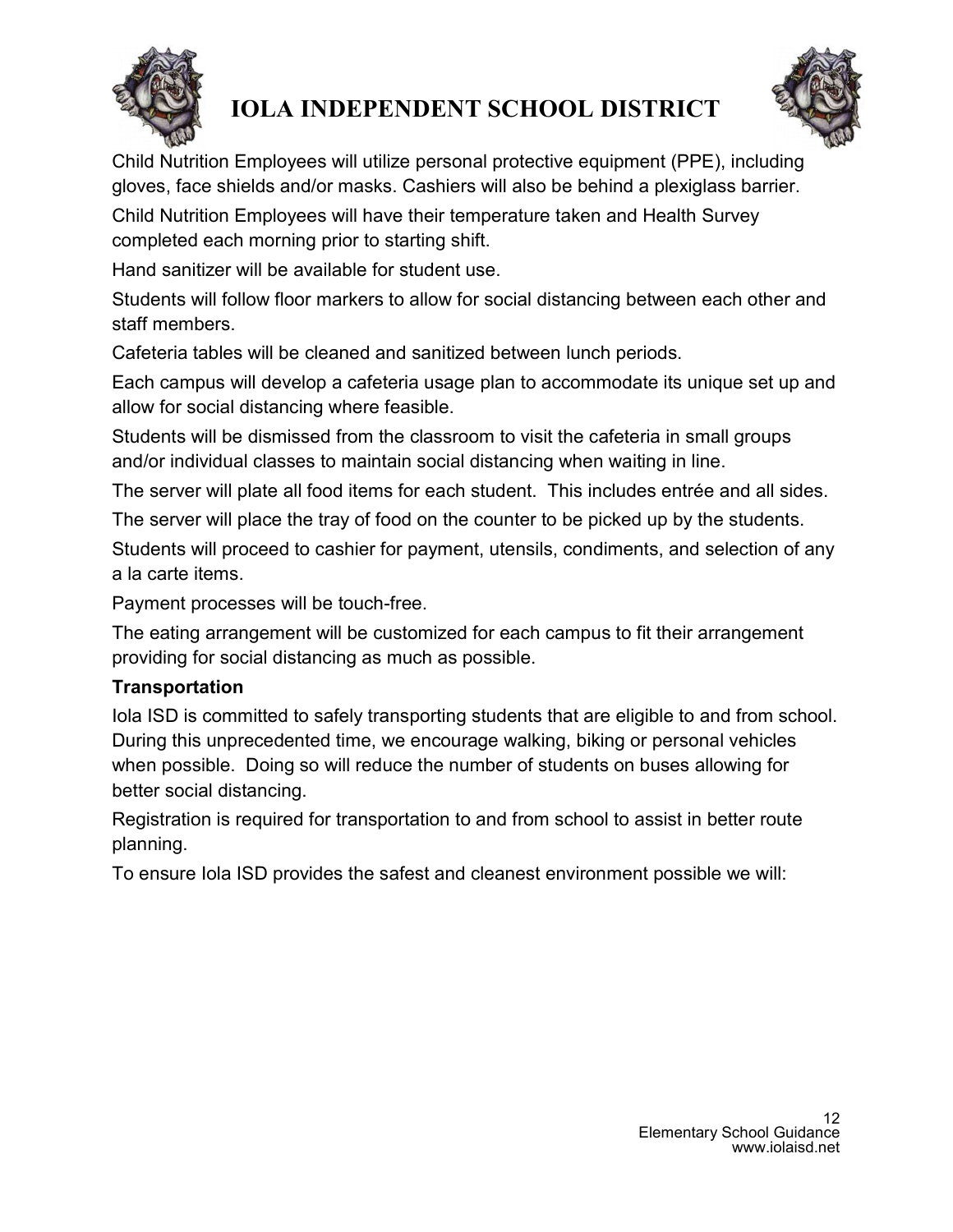Child Nutrition Employees will utilize personal protective equipment (PPE), including gloves, face shields and/or masks. Cashiers will also be behind a plexiglass barrier.

Child Nutrition Employees will have their temperature taken and Health Survey completed each morning prior to starting shift.

Hand sanitizer will be available for student use.

Students will follow floor markers to allow for social distancing between each other and staff members.

Cafeteria tables will be cleaned and sanitized between lunch periods.

Each campus will develop a cafeteria usage plan to accommodate its unique set up and allow for social distancing where feasible.

Students will be dismissed from the classroom to visit the cafeteria in small groups and/or individual classes to maintain social distancing when waiting in line.

The server will plate all food items for each student. This includes entrée and all sides.

The server will place the tray of food on the counter to be picked up by the students.

Students will proceed to cashier for payment, utensils, condiments, and selection of any a la carte items.

Payment processes will be touch-free.

The eating arrangement will be customized for each campus to fit their arrangement providing for social distancing as much as possible.

**Transportation**

Iola ISD is committed to safely transporting students that are eligible to and from school. During this unprecedented time, we encourage walking, biking or personal vehicles when possible. Doing so will reduce the number of students on buses allowing for better social distancing.

Registration is required for transportation to and from school to assist in better route planning.

To ensure Iola ISD provides the safest and cleanest environment possible we will: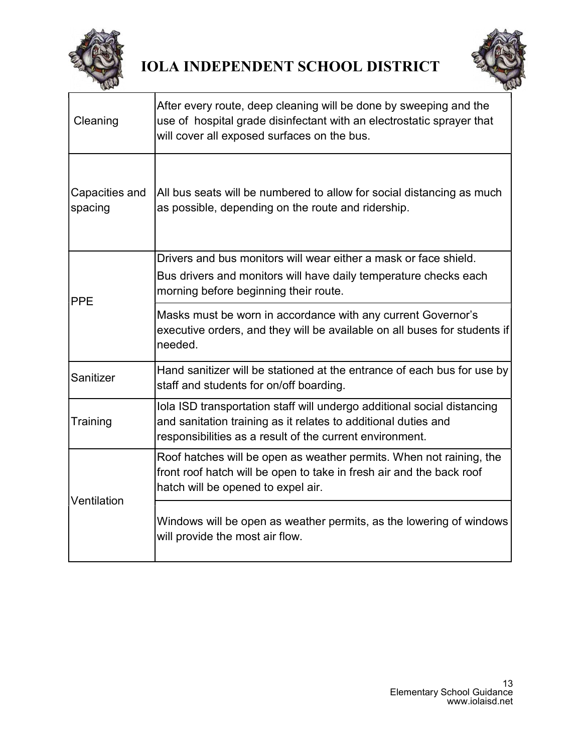# IOLA INDEPENDENT SCHOOL DISTRICT

| | |
|---|---|
| Cleaning | After every route, deep cleaning will be done by sweeping and the use of hospital grade disinfectant with an electrostatic sprayer that will cover all exposed surfaces on the bus. |
| Capacities and spacing | All bus seats will be numbered to allow for social distancing as much as possible, depending on the route and ridership. |
| PPE | Drivers and bus monitors will wear either a mask or face shield. Bus drivers and monitors will have daily temperature checks each morning before beginning their route. |
| | Masks must be worn in accordance with any current Governor's executive orders, and they will be available on all buses for students if needed. |
| Sanitizer | Hand sanitizer will be stationed at the entrance of each bus for use by staff and students for on/off boarding. |
| Training | Iola ISD transportation staff will undergo additional social distancing and sanitation training as it relates to additional duties and responsibilities as a result of the current environment. |
| Ventilation | Roof hatches will be open as weather permits. When not raining, the front roof hatch will be open to take in fresh air and the back roof hatch will be opened to expel air. |
| | Windows will be open as weather permits, as the lowering of windows will provide the most air flow. |